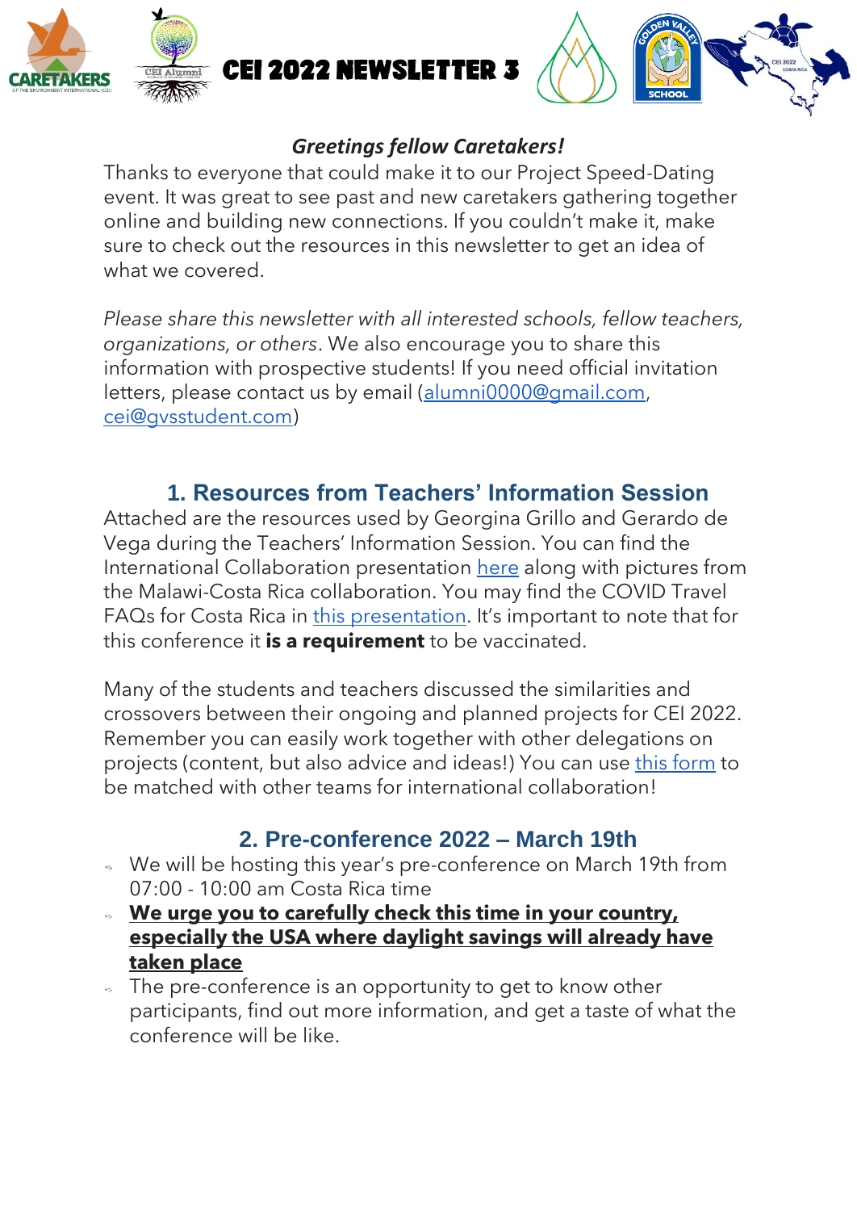# CEI 2022 NEWSLETTER 3

***Greetings fellow Caretakers!***

Thanks to everyone that could make it to our Project Speed-Dating event. It was great to see past and new caretakers gathering together online and building new connections. If you couldn't make it, make sure to check out the resources in this newsletter to get an idea of what we covered.

*Please share this newsletter with all interested schools, fellow teachers, organizations, or others*. We also encourage you to share this information with prospective students! If you need official invitation letters, please contact us by email (alumni0000@gmail.com, cei@gvsstudent.com)

## 1. Resources from Teachers' Information Session

Attached are the resources used by Georgina Grillo and Gerardo de Vega during the Teachers' Information Session. You can find the International Collaboration presentation here along with pictures from the Malawi-Costa Rica collaboration. You may find the COVID Travel FAQs for Costa Rica in this presentation. It's important to note that for this conference it **is a requirement** to be vaccinated.

Many of the students and teachers discussed the similarities and crossovers between their ongoing and planned projects for CEI 2022. Remember you can easily work together with other delegations on projects (content, but also advice and ideas!) You can use this form to be matched with other teams for international collaboration!

## 2. Pre-conference 2022 – March 19th

- We will be hosting this year's pre-conference on March 19th from 07:00 - 10:00 am Costa Rica time
- **We urge you to carefully check this time in your country, especially the USA where daylight savings will already have taken place**
- The pre-conference is an opportunity to get to know other participants, find out more information, and get a taste of what the conference will be like.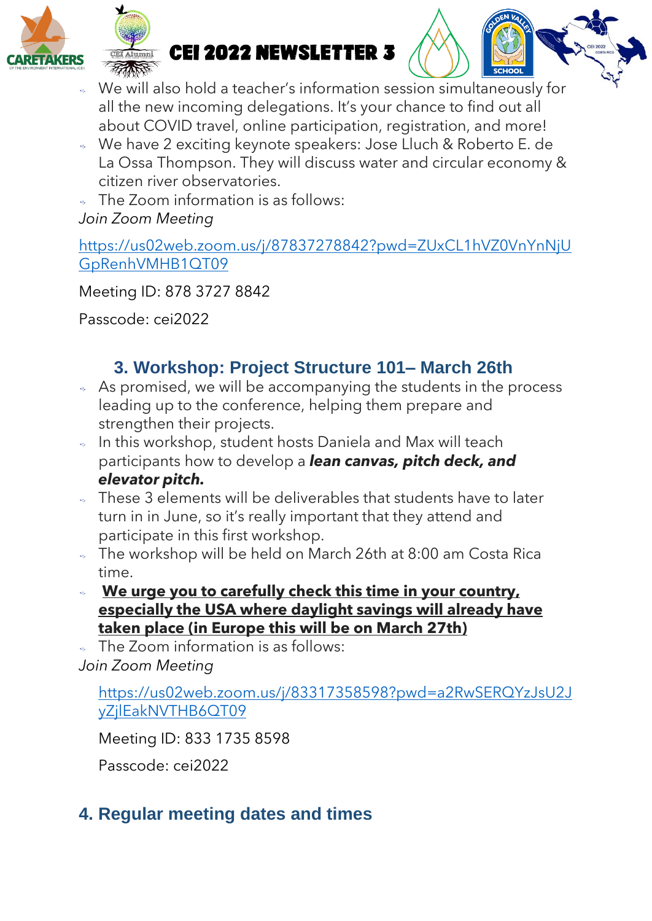- We will also hold a teacher's information session simultaneously for all the new incoming delegations. It's your chance to find out all about COVID travel, online participation, registration, and more!
- We have 2 exciting keynote speakers: Jose Lluch & Roberto E. de La Ossa Thompson. They will discuss water and circular economy & citizen river observatories.
- The Zoom information is as follows:

*Join Zoom Meeting*

https://us02web.zoom.us/j/87837278842?pwd=ZUxCL1hVZ0VnYnNjUGpRenhVMHB1QT09

Meeting ID: 878 3727 8842

Passcode: cei2022

### 3. Workshop: Project Structure 101– March 26th

- As promised, we will be accompanying the students in the process leading up to the conference, helping them prepare and strengthen their projects.
- In this workshop, student hosts Daniela and Max will teach participants how to develop a ***lean canvas, pitch deck, and elevator pitch.***
- These 3 elements will be deliverables that students have to later turn in in June, so it's really important that they attend and participate in this first workshop.
- The workshop will be held on March 26th at 8:00 am Costa Rica time.
- **We urge you to carefully check this time in your country, especially the USA where daylight savings will already have taken place (in Europe this will be on March 27th)**
- The Zoom information is as follows:

*Join Zoom Meeting*

https://us02web.zoom.us/j/83317358598?pwd=a2RwSERQYzJsU2JyZjlEakNVTHB6QT09

Meeting ID: 833 1735 8598

Passcode: cei2022

### 4. Regular meeting dates and times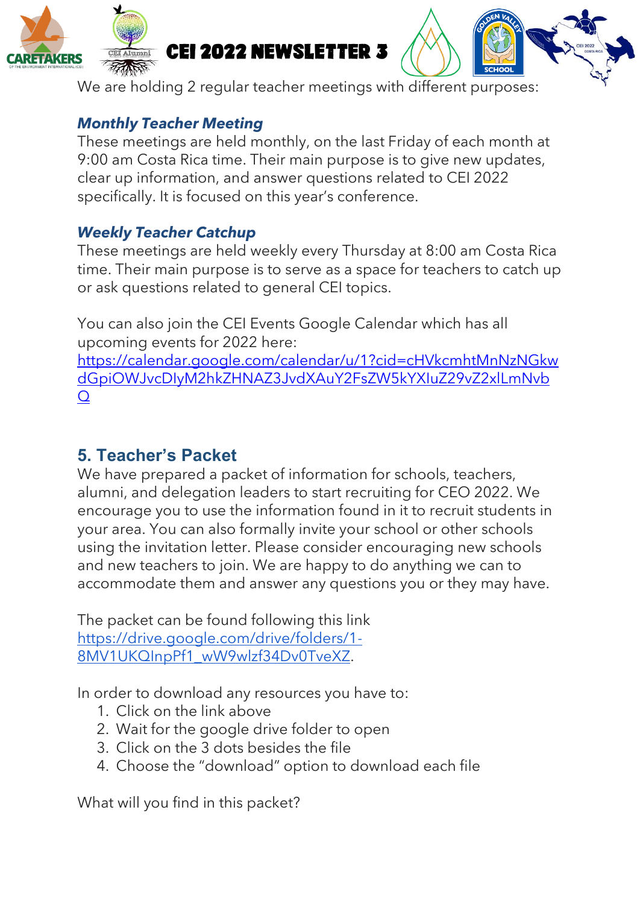We are holding 2 regular teacher meetings with different purposes:

***Monthly Teacher Meeting***
These meetings are held monthly, on the last Friday of each month at 9:00 am Costa Rica time. Their main purpose is to give new updates, clear up information, and answer questions related to CEI 2022 specifically. It is focused on this year's conference.

***Weekly Teacher Catchup***
These meetings are held weekly every Thursday at 8:00 am Costa Rica time. Their main purpose is to serve as a space for teachers to catch up or ask questions related to general CEI topics.

You can also join the CEI Events Google Calendar which has all upcoming events for 2022 here:
[https://calendar.google.com/calendar/u/1?cid=cHVkcmhtMnNzNGkwdGpiOWJvcDlyM2hkZHNAZ3JvdXAuY2FsZW5kYXIuZ29vZ2xlLmNvbQ](https://calendar.google.com/calendar/u/1?cid=cHVkcmhtMnNzNGkwdGpiOWJvcDlyM2hkZHNAZ3JvdXAuY2FsZW5kYXIuZ29vZ2xlLmNvbQ)

## 5. Teacher's Packet

We have prepared a packet of information for schools, teachers, alumni, and delegation leaders to start recruiting for CEO 2022. We encourage you to use the information found in it to recruit students in your area. You can also formally invite your school or other schools using the invitation letter. Please consider encouraging new schools and new teachers to join. We are happy to do anything we can to accommodate them and answer any questions you or they may have.

The packet can be found following this link [https://drive.google.com/drive/folders/1-8MV1UKQInpPf1_wW9wlzf34Dv0TveXZ](https://drive.google.com/drive/folders/1-8MV1UKQInpPf1_wW9wlzf34Dv0TveXZ).

In order to download any resources you have to:

1. Click on the link above
2. Wait for the google drive folder to open
3. Click on the 3 dots besides the file
4. Choose the "download" option to download each file

What will you find in this packet?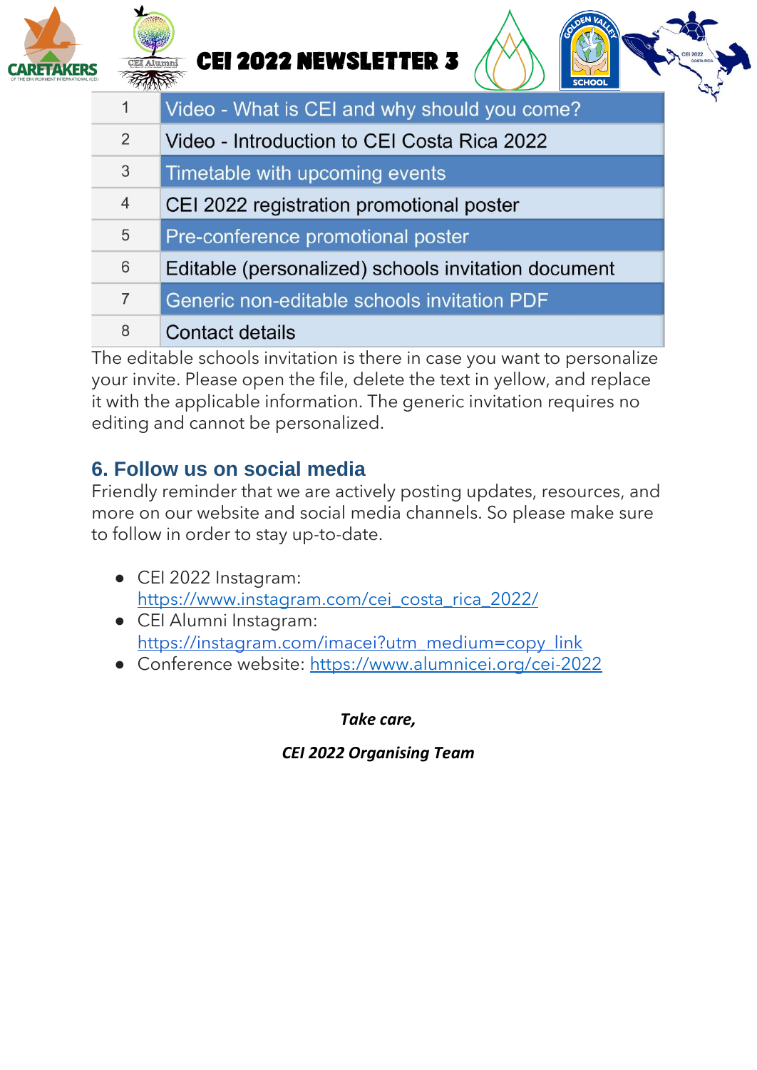# CEI 2022 NEWSLETTER 3

| | |
|---|---|
| 1 | Video - What is CEI and why should you come? |
| 2 | Video - Introduction to CEI Costa Rica 2022 |
| 3 | Timetable with upcoming events |
| 4 | CEI 2022 registration promotional poster |
| 5 | Pre-conference promotional poster |
| 6 | Editable (personalized) schools invitation document |
| 7 | Generic non-editable schools invitation PDF |
| 8 | Contact details |

The editable schools invitation is there in case you want to personalize your invite. Please open the file, delete the text in yellow, and replace it with the applicable information. The generic invitation requires no editing and cannot be personalized.

## 6. Follow us on social media

Friendly reminder that we are actively posting updates, resources, and more on our website and social media channels. So please make sure to follow in order to stay up-to-date.

- CEI 2022 Instagram: https://www.instagram.com/cei_costa_rica_2022/
- CEI Alumni Instagram: https://instagram.com/imacei?utm_medium=copy_link
- Conference website: https://www.alumnicei.org/cei-2022

***Take care,***

***CEI 2022 Organising Team***